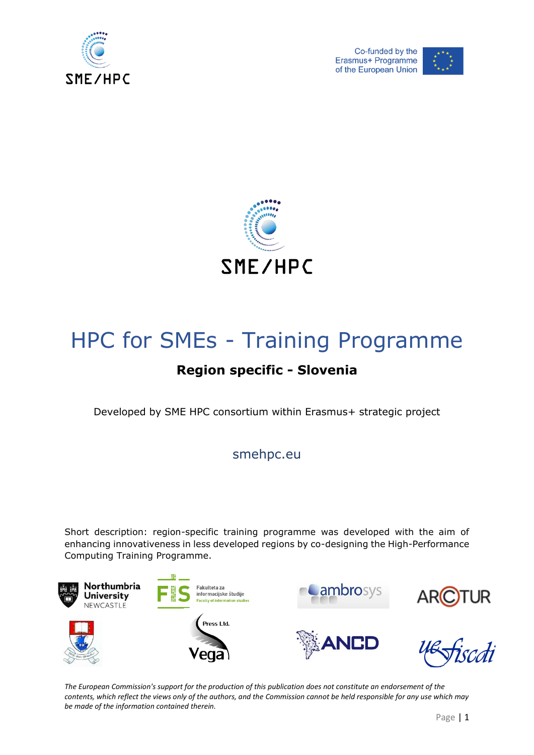Co-funded by the Erasmus+ Programme of the European Union

# HPC for SMEs - Training Programme

## Region specific - Slovenia

Developed by SME HPC consortium within Erasmus+ strategic project

smehpc.eu

Short description: region-specific training programme was developed with the aim of enhancing innovativeness in less developed regions by co-designing the High-Performance Computing Training Programme.

*The European Commission's support for the production of this publication does not constitute an endorsement of the contents, which reflect the views only of the authors, and the Commission cannot be held responsible for any use which may be made of the information contained therein.*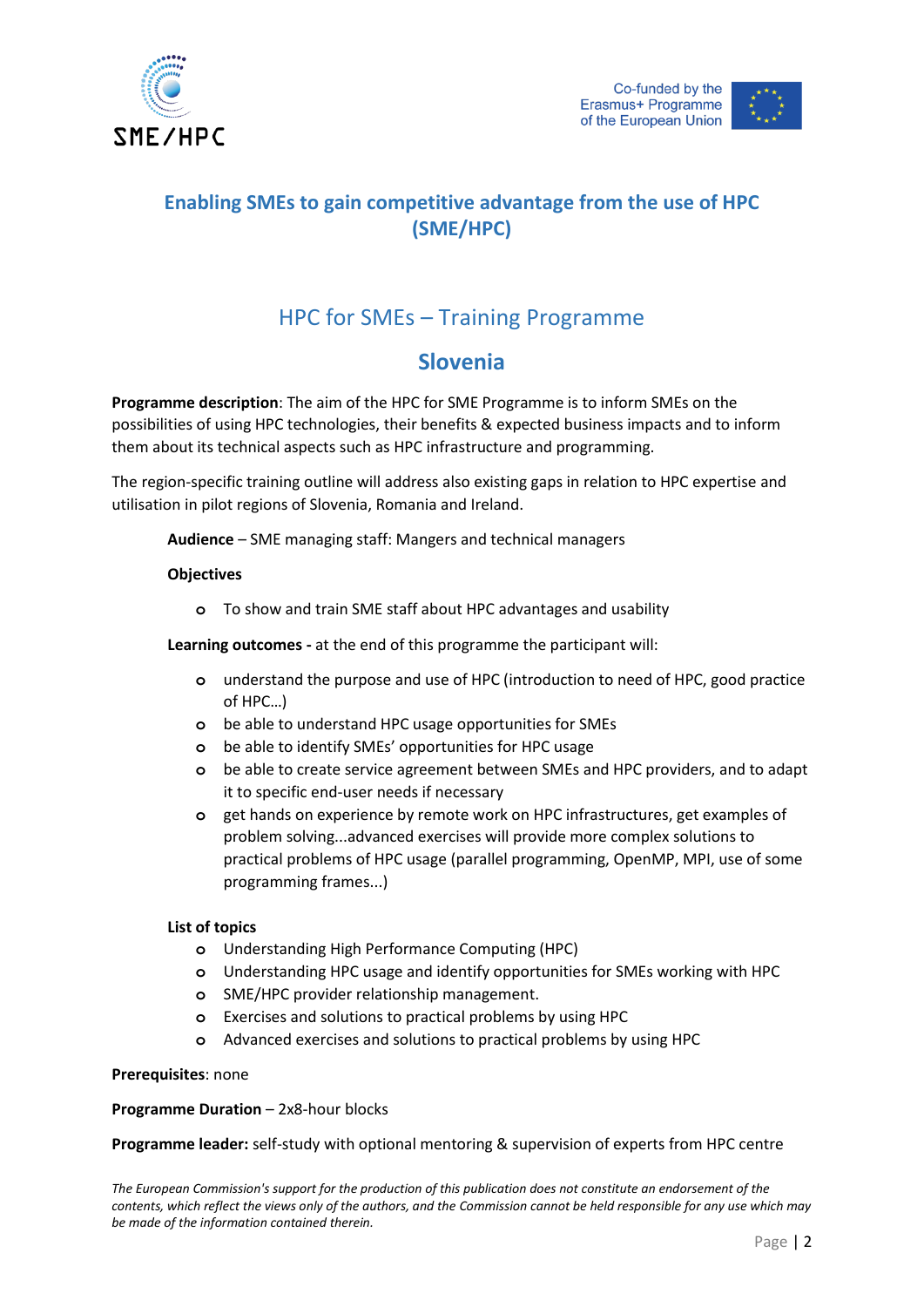## Enabling SMEs to gain competitive advantage from the use of HPC (SME/HPC)

# HPC for SMEs – Training Programme

## Slovenia

**Programme description**: The aim of the HPC for SME Programme is to inform SMEs on the possibilities of using HPC technologies, their benefits & expected business impacts and to inform them about its technical aspects such as HPC infrastructure and programming.

The region-specific training outline will address also existing gaps in relation to HPC expertise and utilisation in pilot regions of Slovenia, Romania and Ireland.

**Audience** – SME managing staff: Mangers and technical managers

**Objectives**

- To show and train SME staff about HPC advantages and usability

**Learning outcomes -** at the end of this programme the participant will:

- understand the purpose and use of HPC (introduction to need of HPC, good practice of HPC…)
- be able to understand HPC usage opportunities for SMEs
- be able to identify SMEs' opportunities for HPC usage
- be able to create service agreement between SMEs and HPC providers, and to adapt it to specific end-user needs if necessary
- get hands on experience by remote work on HPC infrastructures, get examples of problem solving...advanced exercises will provide more complex solutions to practical problems of HPC usage (parallel programming, OpenMP, MPI, use of some programming frames...)

**List of topics**

- Understanding High Performance Computing (HPC)
- Understanding HPC usage and identify opportunities for SMEs working with HPC
- SME/HPC provider relationship management.
- Exercises and solutions to practical problems by using HPC
- Advanced exercises and solutions to practical problems by using HPC

**Prerequisites**: none

**Programme Duration** – 2x8-hour blocks

**Programme leader:** self-study with optional mentoring & supervision of experts from HPC centre

*The European Commission's support for the production of this publication does not constitute an endorsement of the contents, which reflect the views only of the authors, and the Commission cannot be held responsible for any use which may be made of the information contained therein.*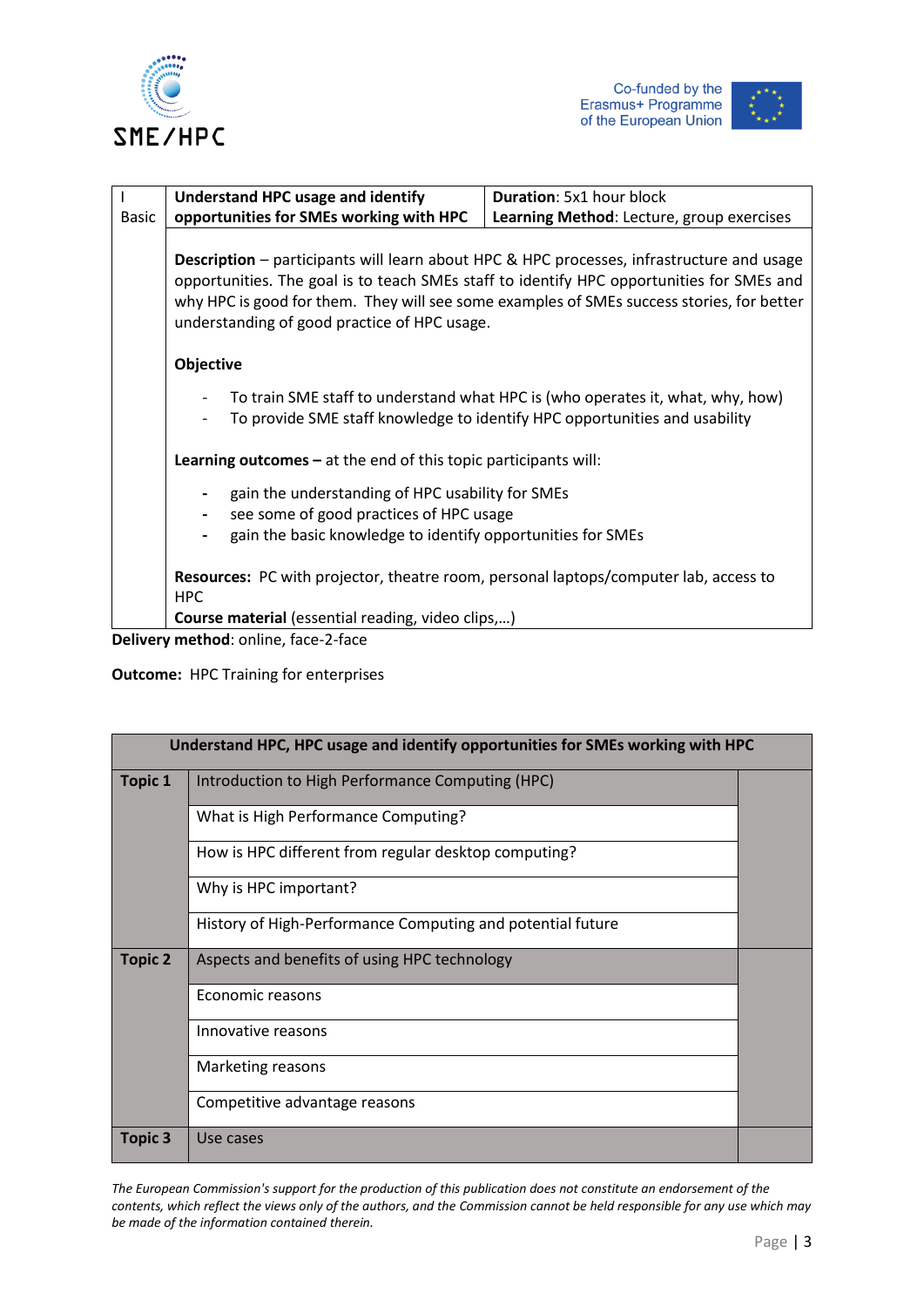| I Basic | **Understand HPC usage and identify opportunities for SMEs working with HPC** | **Duration**: 5x1 hour block<br>**Learning Method**: Lecture, group exercises |
|---|---|---|
| | **Description** – participants will learn about HPC & HPC processes, infrastructure and usage opportunities. The goal is to teach SMEs staff to identify HPC opportunities for SMEs and why HPC is good for them. They will see some examples of SMEs success stories, for better understanding of good practice of HPC usage.<br><br>**Objective**<br>- To train SME staff to understand what HPC is (who operates it, what, why, how)<br>- To provide SME staff knowledge to identify HPC opportunities and usability<br><br>**Learning outcomes –** at the end of this topic participants will:<br>- gain the understanding of HPC usability for SMEs<br>- see some of good practices of HPC usage<br>- gain the basic knowledge to identify opportunities for SMEs<br><br>**Resources:** PC with projector, theatre room, personal laptops/computer lab, access to HPC<br>**Course material** (essential reading, video clips,…) | |

**Delivery method**: online, face-2-face

**Outcome:** HPC Training for enterprises

| **Understand HPC, HPC usage and identify opportunities for SMEs working with HPC** | | |
|---|---|---|
| **Topic 1** | Introduction to High Performance Computing (HPC) | |
| | What is High Performance Computing? | |
| | How is HPC different from regular desktop computing? | |
| | Why is HPC important? | |
| | History of High-Performance Computing and potential future | |
| **Topic 2** | Aspects and benefits of using HPC technology | |
| | Economic reasons | |
| | Innovative reasons | |
| | Marketing reasons | |
| | Competitive advantage reasons | |
| **Topic 3** | Use cases | |

*The European Commission's support for the production of this publication does not constitute an endorsement of the contents, which reflect the views only of the authors, and the Commission cannot be held responsible for any use which may be made of the information contained therein.*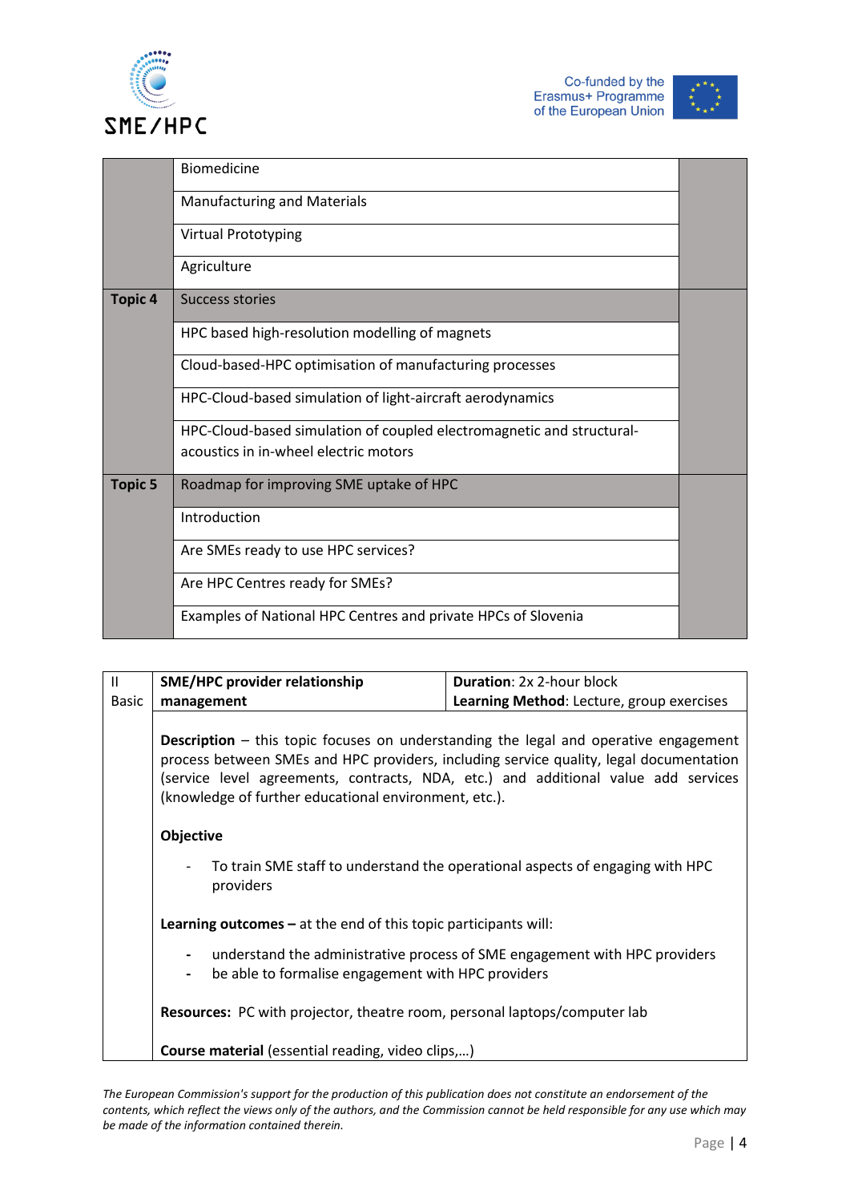| | | |
|---|---|---|
| | Biomedicine | |
| | Manufacturing and Materials | |
| | Virtual Prototyping | |
| | Agriculture | |
| **Topic 4** | Success stories | |
| | HPC based high-resolution modelling of magnets | |
| | Cloud-based-HPC optimisation of manufacturing processes | |
| | HPC-Cloud-based simulation of light-aircraft aerodynamics | |
| | HPC-Cloud-based simulation of coupled electromagnetic and structural-acoustics in in-wheel electric motors | |
| **Topic 5** | Roadmap for improving SME uptake of HPC | |
| | Introduction | |
| | Are SMEs ready to use HPC services? | |
| | Are HPC Centres ready for SMEs? | |
| | Examples of National HPC Centres and private HPCs of Slovenia | |

| II Basic | **SME/HPC provider relationship management** | **Duration**: 2x 2-hour block<br>**Learning Method**: Lecture, group exercises |
|---|---|---|

**Description** – this topic focuses on understanding the legal and operative engagement process between SMEs and HPC providers, including service quality, legal documentation (service level agreements, contracts, NDA, etc.) and additional value add services (knowledge of further educational environment, etc.).

**Objective**

- To train SME staff to understand the operational aspects of engaging with HPC providers

**Learning outcomes –** at the end of this topic participants will:

- understand the administrative process of SME engagement with HPC providers
- be able to formalise engagement with HPC providers

**Resources:** PC with projector, theatre room, personal laptops/computer lab

**Course material** (essential reading, video clips,…)

*The European Commission's support for the production of this publication does not constitute an endorsement of the contents, which reflect the views only of the authors, and the Commission cannot be held responsible for any use which may be made of the information contained therein.*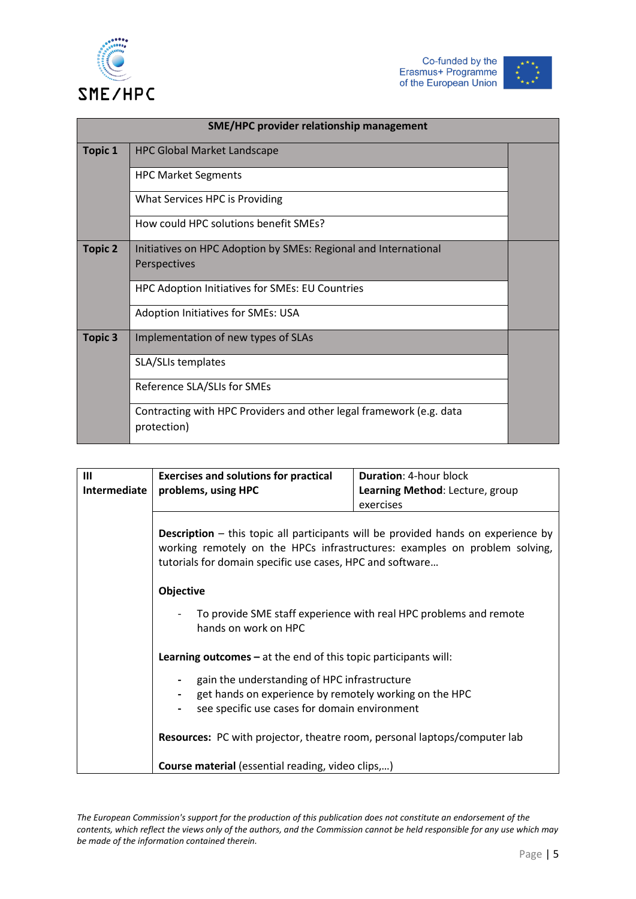| SME/HPC provider relationship management | | |
|---|---|---|
| **Topic 1** | HPC Global Market Landscape | |
| | HPC Market Segments | |
| | What Services HPC is Providing | |
| | How could HPC solutions benefit SMEs? | |
| **Topic 2** | Initiatives on HPC Adoption by SMEs: Regional and International Perspectives | |
| | HPC Adoption Initiatives for SMEs: EU Countries | |
| | Adoption Initiatives for SMEs: USA | |
| **Topic 3** | Implementation of new types of SLAs | |
| | SLA/SLIs templates | |
| | Reference SLA/SLIs for SMEs | |
| | Contracting with HPC Providers and other legal framework (e.g. data protection) | |

| III Intermediate | Exercises and solutions for practical problems, using HPC | Duration: 4-hour block<br>Learning Method: Lecture, group exercises |
|---|---|---|

**Description** – this topic all participants will be provided hands on experience by working remotely on the HPCs infrastructures: examples on problem solving, tutorials for domain specific use cases, HPC and software…

**Objective**

- To provide SME staff experience with real HPC problems and remote hands on work on HPC

**Learning outcomes –** at the end of this topic participants will:

- gain the understanding of HPC infrastructure
- get hands on experience by remotely working on the HPC
- see specific use cases for domain environment

**Resources:** PC with projector, theatre room, personal laptops/computer lab

**Course material** (essential reading, video clips,…)

*The European Commission's support for the production of this publication does not constitute an endorsement of the contents, which reflect the views only of the authors, and the Commission cannot be held responsible for any use which may be made of the information contained therein.*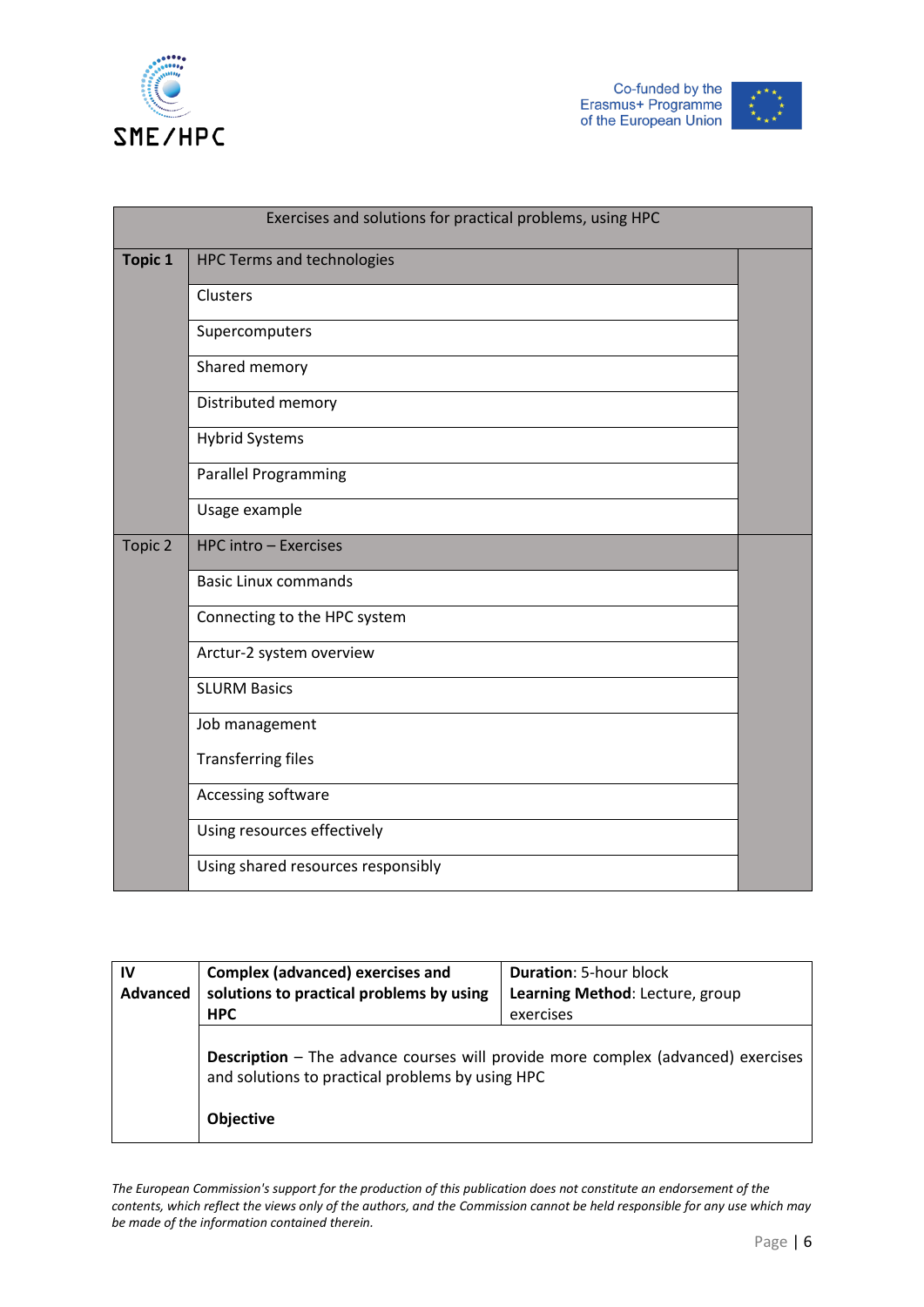| Exercises and solutions for practical problems, using HPC | | |
|---|---|---|
| **Topic 1** | HPC Terms and technologies | |
| | Clusters | |
| | Supercomputers | |
| | Shared memory | |
| | Distributed memory | |
| | Hybrid Systems | |
| | Parallel Programming | |
| | Usage example | |
| Topic 2 | HPC intro – Exercises | |
| | Basic Linux commands | |
| | Connecting to the HPC system | |
| | Arctur-2 system overview | |
| | SLURM Basics | |
| | Job management<br><br>Transferring files | |
| | Accessing software | |
| | Using resources effectively | |
| | Using shared resources responsibly | |

| **IV Advanced** | **Complex (advanced) exercises and solutions to practical problems by using HPC** | **Duration**: 5-hour block<br>**Learning Method**: Lecture, group exercises |
|---|---|---|
| | **Description** – The advance courses will provide more complex (advanced) exercises and solutions to practical problems by using HPC<br><br>**Objective** | |

*The European Commission's support for the production of this publication does not constitute an endorsement of the contents, which reflect the views only of the authors, and the Commission cannot be held responsible for any use which may be made of the information contained therein.*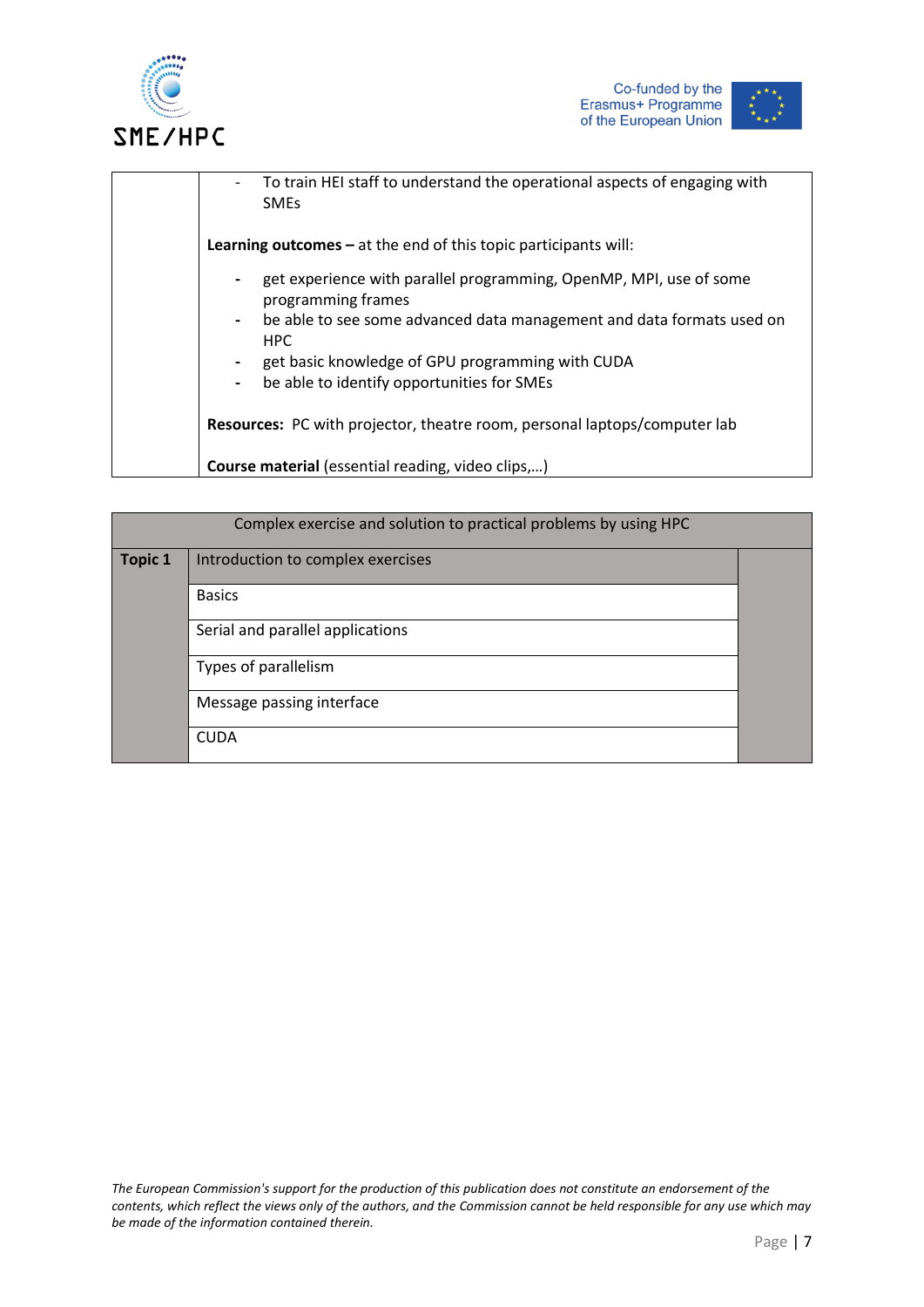| | |
|---|---|
| | - To train HEI staff to understand the operational aspects of engaging with SMEs<br><br>**Learning outcomes –** at the end of this topic participants will:<br><br>- get experience with parallel programming, OpenMP, MPI, use of some programming frames<br>- be able to see some advanced data management and data formats used on HPC<br>- get basic knowledge of GPU programming with CUDA<br>- be able to identify opportunities for SMEs<br><br>**Resources:** PC with projector, theatre room, personal laptops/computer lab<br><br>**Course material** (essential reading, video clips,…) |

| Complex exercise and solution to practical problems by using HPC | | |
|---|---|---|
| **Topic 1** | Introduction to complex exercises | |
| | Basics | |
| | Serial and parallel applications | |
| | Types of parallelism | |
| | Message passing interface | |
| | CUDA | |

*The European Commission's support for the production of this publication does not constitute an endorsement of the contents, which reflect the views only of the authors, and the Commission cannot be held responsible for any use which may be made of the information contained therein.*